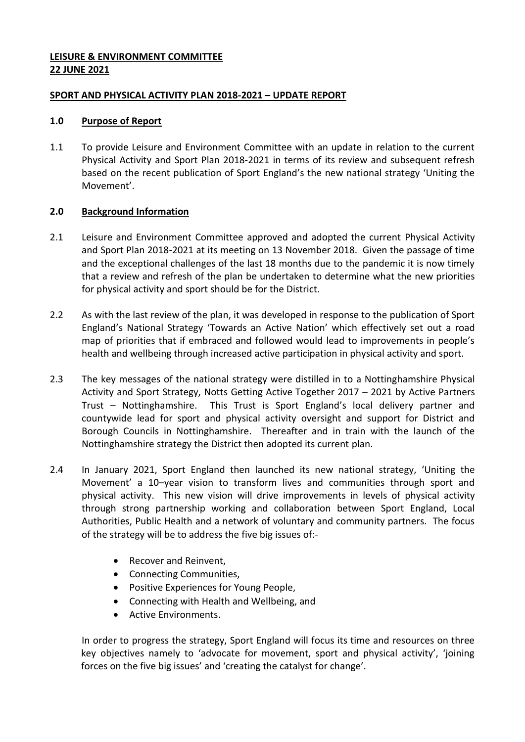**LEISURE & ENVIRONMENT COMMITTEE**
**22 JUNE 2021**

**SPORT AND PHYSICAL ACTIVITY PLAN 2018-2021 – UPDATE REPORT**

## 1.0 Purpose of Report

1.1 To provide Leisure and Environment Committee with an update in relation to the current Physical Activity and Sport Plan 2018-2021 in terms of its review and subsequent refresh based on the recent publication of Sport England's the new national strategy 'Uniting the Movement'.

## 2.0 Background Information

2.1 Leisure and Environment Committee approved and adopted the current Physical Activity and Sport Plan 2018-2021 at its meeting on 13 November 2018. Given the passage of time and the exceptional challenges of the last 18 months due to the pandemic it is now timely that a review and refresh of the plan be undertaken to determine what the new priorities for physical activity and sport should be for the District.

2.2 As with the last review of the plan, it was developed in response to the publication of Sport England's National Strategy 'Towards an Active Nation' which effectively set out a road map of priorities that if embraced and followed would lead to improvements in people's health and wellbeing through increased active participation in physical activity and sport.

2.3 The key messages of the national strategy were distilled in to a Nottinghamshire Physical Activity and Sport Strategy, Notts Getting Active Together 2017 – 2021 by Active Partners Trust – Nottinghamshire. This Trust is Sport England's local delivery partner and countywide lead for sport and physical activity oversight and support for District and Borough Councils in Nottinghamshire. Thereafter and in train with the launch of the Nottinghamshire strategy the District then adopted its current plan.

2.4 In January 2021, Sport England then launched its new national strategy, 'Uniting the Movement' a 10–year vision to transform lives and communities through sport and physical activity. This new vision will drive improvements in levels of physical activity through strong partnership working and collaboration between Sport England, Local Authorities, Public Health and a network of voluntary and community partners. The focus of the strategy will be to address the five big issues of:-

- Recover and Reinvent,
- Connecting Communities,
- Positive Experiences for Young People,
- Connecting with Health and Wellbeing, and
- Active Environments.

In order to progress the strategy, Sport England will focus its time and resources on three key objectives namely to 'advocate for movement, sport and physical activity', 'joining forces on the five big issues' and 'creating the catalyst for change'.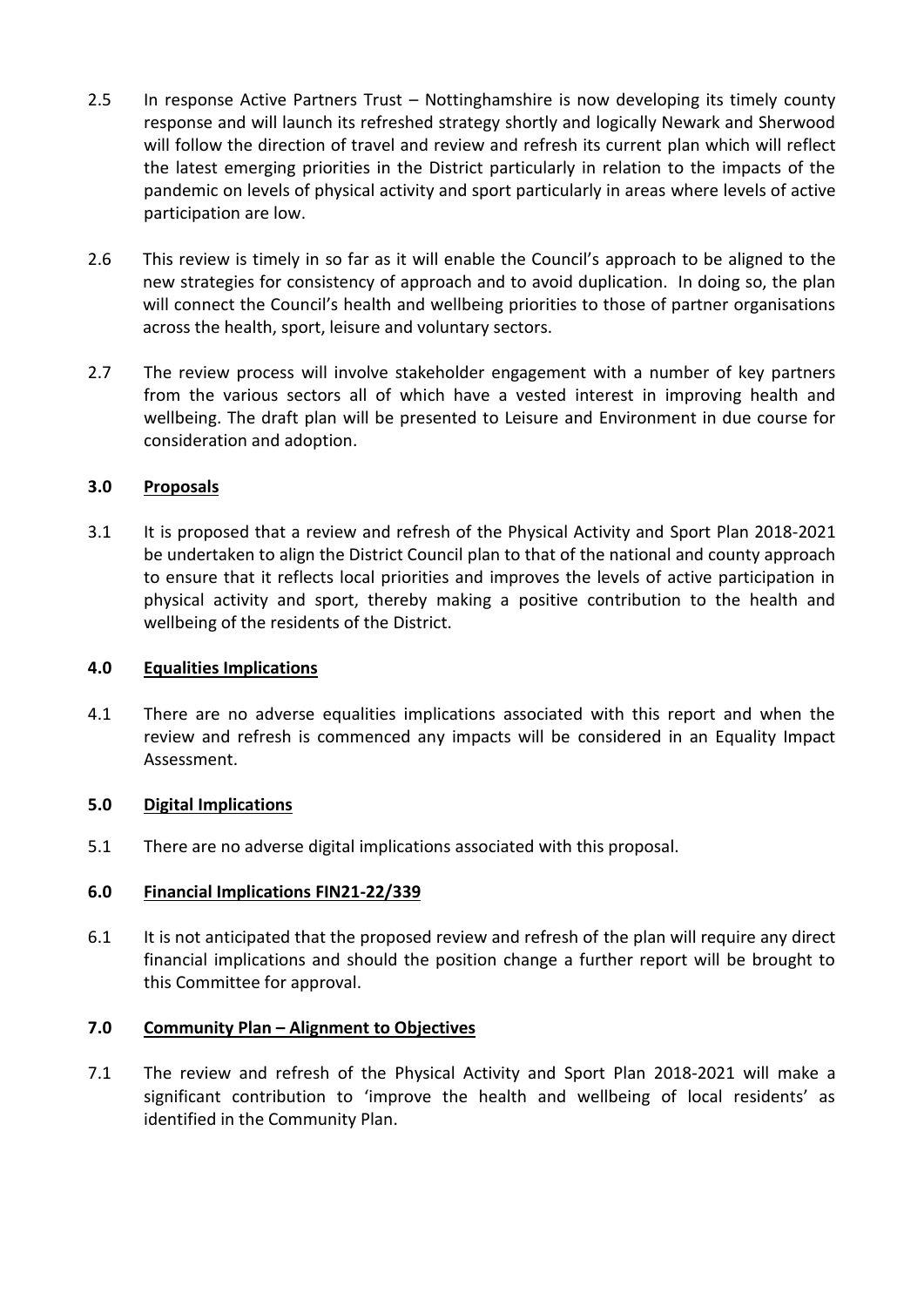2.5 In response Active Partners Trust – Nottinghamshire is now developing its timely county response and will launch its refreshed strategy shortly and logically Newark and Sherwood will follow the direction of travel and review and refresh its current plan which will reflect the latest emerging priorities in the District particularly in relation to the impacts of the pandemic on levels of physical activity and sport particularly in areas where levels of active participation are low.

2.6 This review is timely in so far as it will enable the Council's approach to be aligned to the new strategies for consistency of approach and to avoid duplication. In doing so, the plan will connect the Council's health and wellbeing priorities to those of partner organisations across the health, sport, leisure and voluntary sectors.

2.7 The review process will involve stakeholder engagement with a number of key partners from the various sectors all of which have a vested interest in improving health and wellbeing. The draft plan will be presented to Leisure and Environment in due course for consideration and adoption.

## 3.0 Proposals

3.1 It is proposed that a review and refresh of the Physical Activity and Sport Plan 2018-2021 be undertaken to align the District Council plan to that of the national and county approach to ensure that it reflects local priorities and improves the levels of active participation in physical activity and sport, thereby making a positive contribution to the health and wellbeing of the residents of the District.

## 4.0 Equalities Implications

4.1 There are no adverse equalities implications associated with this report and when the review and refresh is commenced any impacts will be considered in an Equality Impact Assessment.

## 5.0 Digital Implications

5.1 There are no adverse digital implications associated with this proposal.

## 6.0 Financial Implications FIN21-22/339

6.1 It is not anticipated that the proposed review and refresh of the plan will require any direct financial implications and should the position change a further report will be brought to this Committee for approval.

## 7.0 Community Plan – Alignment to Objectives

7.1 The review and refresh of the Physical Activity and Sport Plan 2018-2021 will make a significant contribution to 'improve the health and wellbeing of local residents' as identified in the Community Plan.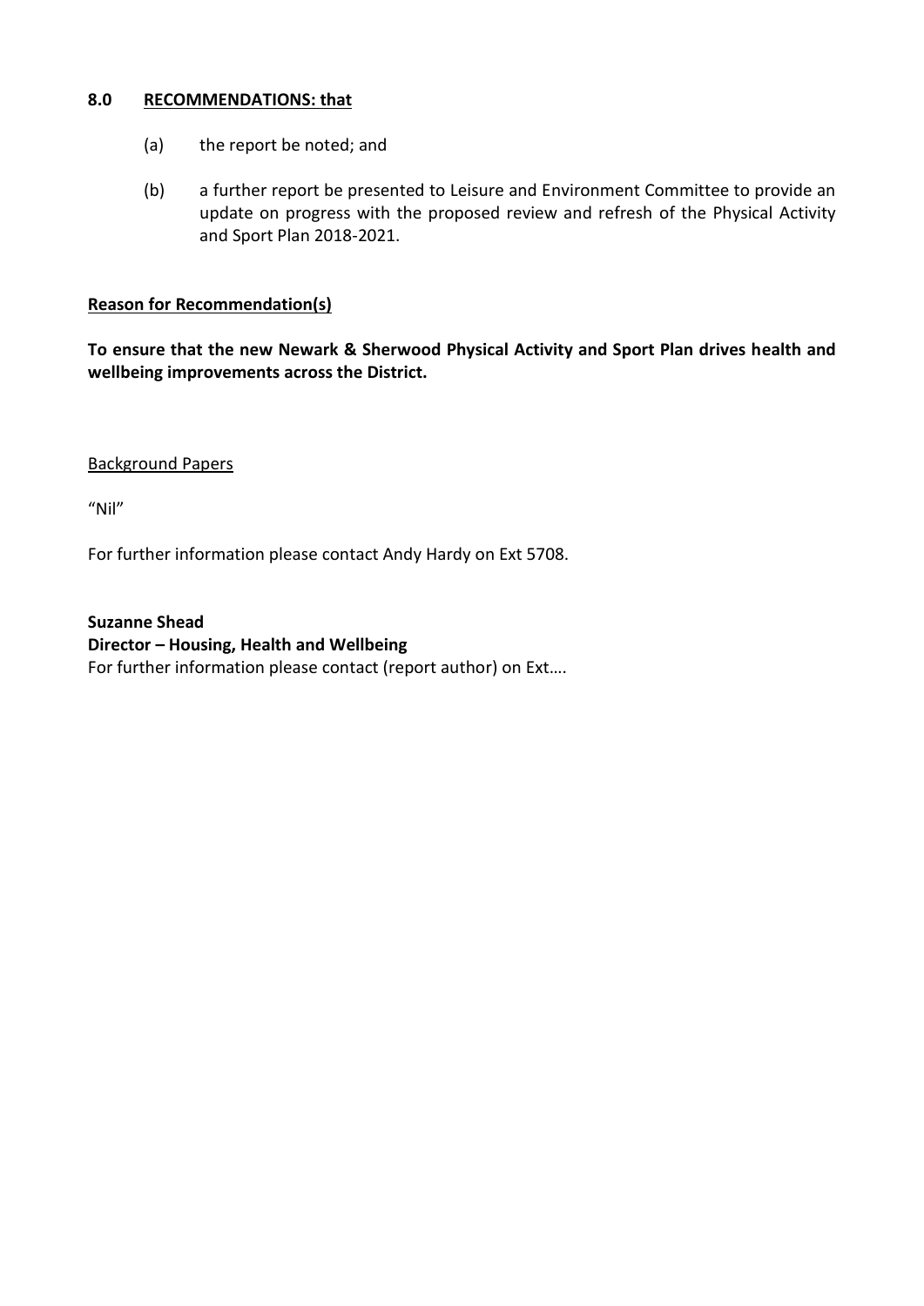## 8.0 RECOMMENDATIONS: that

(a) the report be noted; and

(b) a further report be presented to Leisure and Environment Committee to provide an update on progress with the proposed review and refresh of the Physical Activity and Sport Plan 2018-2021.

**Reason for Recommendation(s)**

**To ensure that the new Newark & Sherwood Physical Activity and Sport Plan drives health and wellbeing improvements across the District.**

Background Papers

"Nil"

For further information please contact Andy Hardy on Ext 5708.

**Suzanne Shead**
**Director – Housing, Health and Wellbeing**
For further information please contact (report author) on Ext….